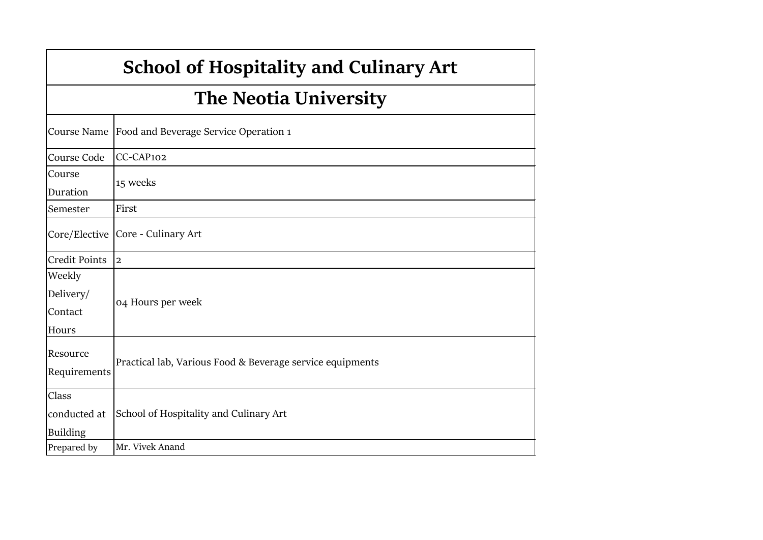# School of Hospitality and Culinary Art

## The Neotia University

| | |
|---|---|
| Course Name | Food and Beverage Service Operation 1 |
| Course Code | CC-CAP102 |
| Course Duration | 15 weeks |
| Semester | First |
| Core/Elective | Core - Culinary Art |
| Credit Points | 2 |
| Weekly Delivery/ Contact Hours | 04 Hours per week |
| Resource Requirements | Practical lab, Various Food & Beverage service equipments |
| Class conducted at Building | School of Hospitality and Culinary Art |
| Prepared by | Mr. Vivek Anand |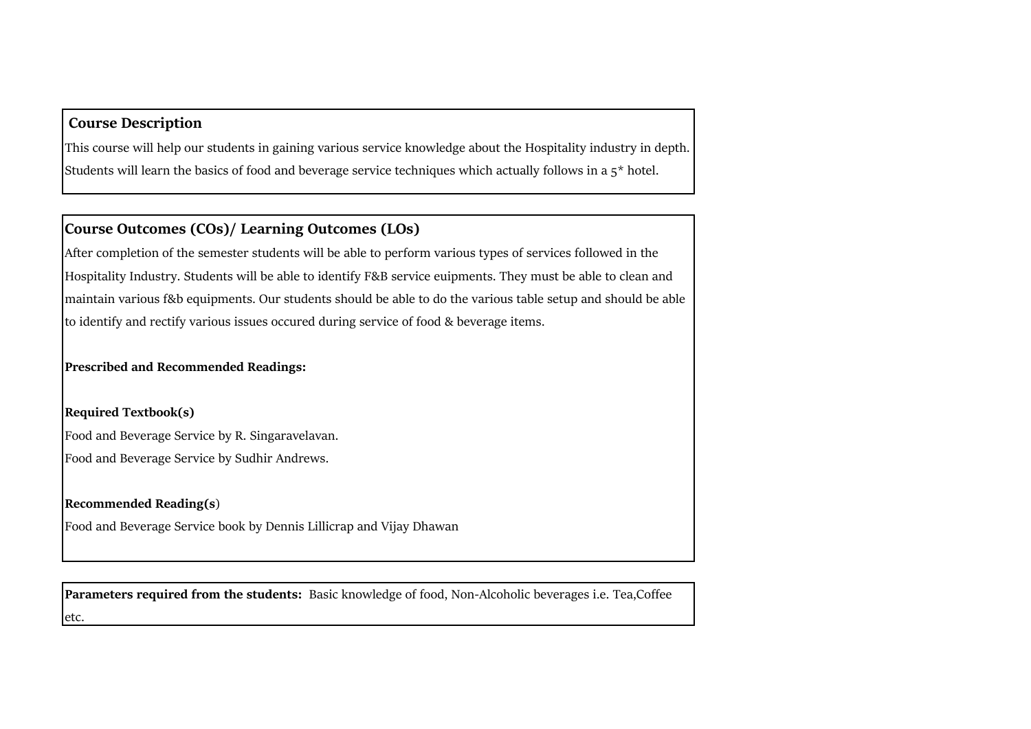## Course Description

This course will help our students in gaining various service knowledge about the Hospitality industry in depth. Students will learn the basics of food and beverage service techniques which actually follows in a 5* hotel.

## Course Outcomes (COs)/ Learning Outcomes (LOs)

After completion of the semester students will be able to perform various types of services followed in the Hospitality Industry. Students will be able to identify F&B service euipments. They must be able to clean and maintain various f&b equipments. Our students should be able to do the various table setup and should be able to identify and rectify various issues occured during service of food & beverage items.

**Prescribed and Recommended Readings:**

**Required Textbook(s)**

Food and Beverage Service by R. Singaravelavan.

Food and Beverage Service by Sudhir Andrews.

**Recommended Reading(s)**

Food and Beverage Service book by Dennis Lillicrap and Vijay Dhawan

**Parameters required from the students:** Basic knowledge of food, Non-Alcoholic beverages i.e. Tea,Coffee etc.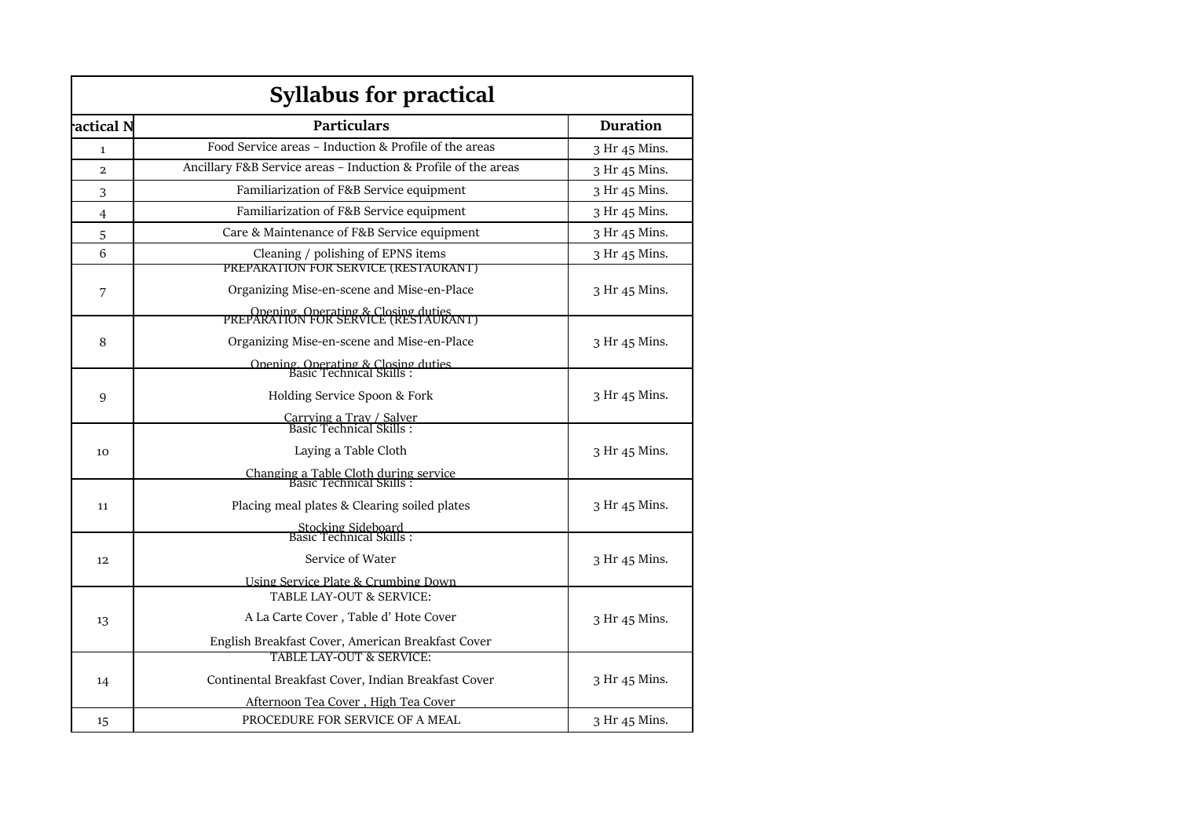| Syllabus for practical | | |
|---|---|---|
| ractical N | Particulars | Duration |
| 1 | Food Service areas – Induction & Profile of the areas | 3 Hr 45 Mins. |
| 2 | Ancillary F&B Service areas – Induction & Profile of the areas | 3 Hr 45 Mins. |
| 3 | Familiarization of F&B Service equipment | 3 Hr 45 Mins. |
| 4 | Familiarization of F&B Service equipment | 3 Hr 45 Mins. |
| 5 | Care & Maintenance of F&B Service equipment | 3 Hr 45 Mins. |
| 6 | Cleaning / polishing of EPNS items | 3 Hr 45 Mins. |
| 7 | PREPARATION FOR SERVICE (RESTAURANT)<br>Organizing Mise-en-scene and Mise-en-Place<br>Opening, Operating & Closing duties | 3 Hr 45 Mins. |
| 8 | PREPARATION FOR SERVICE (RESTAURANT)<br>Organizing Mise-en-scene and Mise-en-Place<br>Opening, Operating & Closing duties | 3 Hr 45 Mins. |
| 9 | Basic Technical Skills :<br>Holding Service Spoon & Fork<br>Carrying a Tray / Salver | 3 Hr 45 Mins. |
| 10 | Basic Technical Skills :<br>Laying a Table Cloth<br>Changing a Table Cloth during service | 3 Hr 45 Mins. |
| 11 | Basic Technical Skills :<br>Placing meal plates & Clearing soiled plates<br>Stocking Sideboard | 3 Hr 45 Mins. |
| 12 | Basic Technical Skills :<br>Service of Water<br>Using Service Plate & Crumbing Down | 3 Hr 45 Mins. |
| 13 | TABLE LAY-OUT & SERVICE:<br>A La Carte Cover , Table d' Hote Cover<br>English Breakfast Cover, American Breakfast Cover | 3 Hr 45 Mins. |
| 14 | TABLE LAY-OUT & SERVICE:<br>Continental Breakfast Cover, Indian Breakfast Cover<br>Afternoon Tea Cover , High Tea Cover | 3 Hr 45 Mins. |
| 15 | PROCEDURE FOR SERVICE OF A MEAL | 3 Hr 45 Mins. |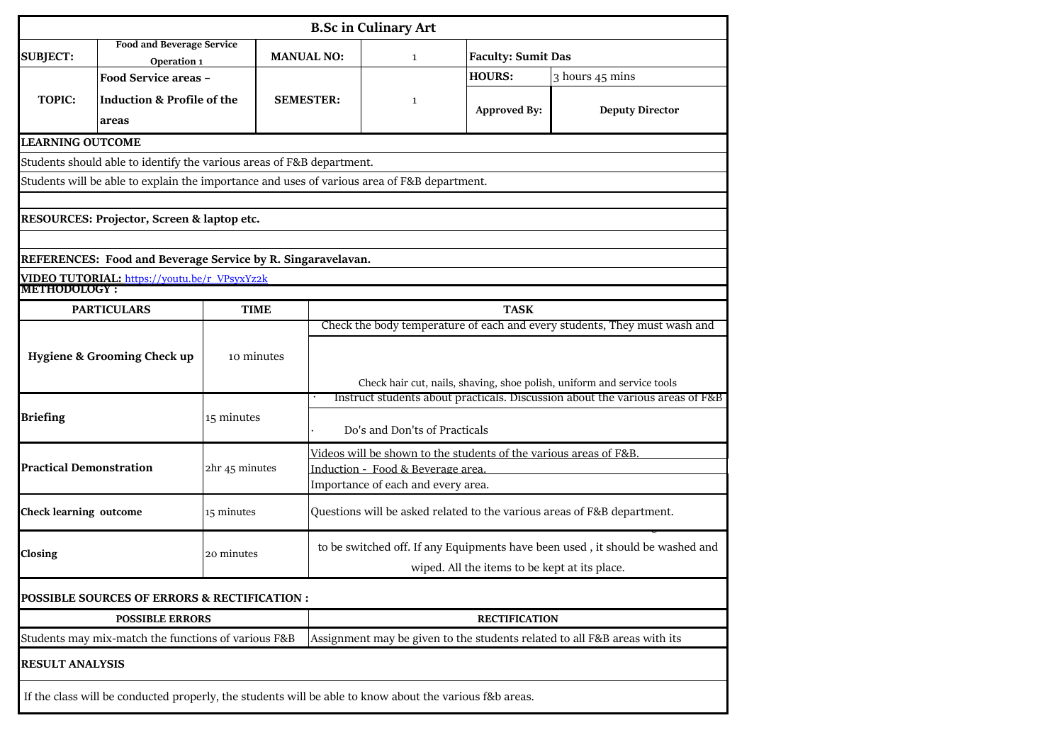# B.Sc in Culinary Art

| SUBJECT: | Food and Beverage Service Operation 1 | MANUAL NO: | 1 | Faculty: Sumit Das | |
|---|---|---|---|---|---|
| TOPIC: | Food Service areas – Induction & Profile of the areas | SEMESTER: | 1 | HOURS: | 3 hours 45 mins |
| | | | | Approved By: | Deputy Director |

**LEARNING OUTCOME**

Students should able to identify the various areas of F&B department.

Students will be able to explain the importance and uses of various area of F&B department.

**RESOURCES: Projector, Screen & laptop etc.**

**REFERENCES: Food and Beverage Service by R. Singaravelavan.**

**VIDEO TUTORIAL:** https://youtu.be/r_VPsyxYz2k

**METHODOLOGY :**

| PARTICULARS | TIME | TASK |
|---|---|---|
| Hygiene & Grooming Check up | 10 minutes | Check the body temperature of each and every students, They must wash and<br><br>Check hair cut, nails, shaving, shoe polish, uniform and service tools |
| Briefing | 15 minutes | · Instruct students about practicals. Discussion about the various areas of F&B<br>· Do's and Don'ts of Practicals |
| Practical Demonstration | 2hr 45 minutes | Videos will be shown to the students of the various areas of F&B.<br>Induction - Food & Beverage area.<br>Importance of each and every area. |
| Check learning outcome | 15 minutes | Questions will be asked related to the various areas of F&B department. |
| Closing | 20 minutes | to be switched off. If any Equipments have been used , it should be washed and wiped. All the items to be kept at its place. |

**POSSIBLE SOURCES OF ERRORS & RECTIFICATION :**

| POSSIBLE ERRORS | RECTIFICATION |
|---|---|
| Students may mix-match the functions of various F&B | Assignment may be given to the students related to all F&B areas with its |

**RESULT ANALYSIS**

If the class will be conducted properly, the students will be able to know about the various f&b areas.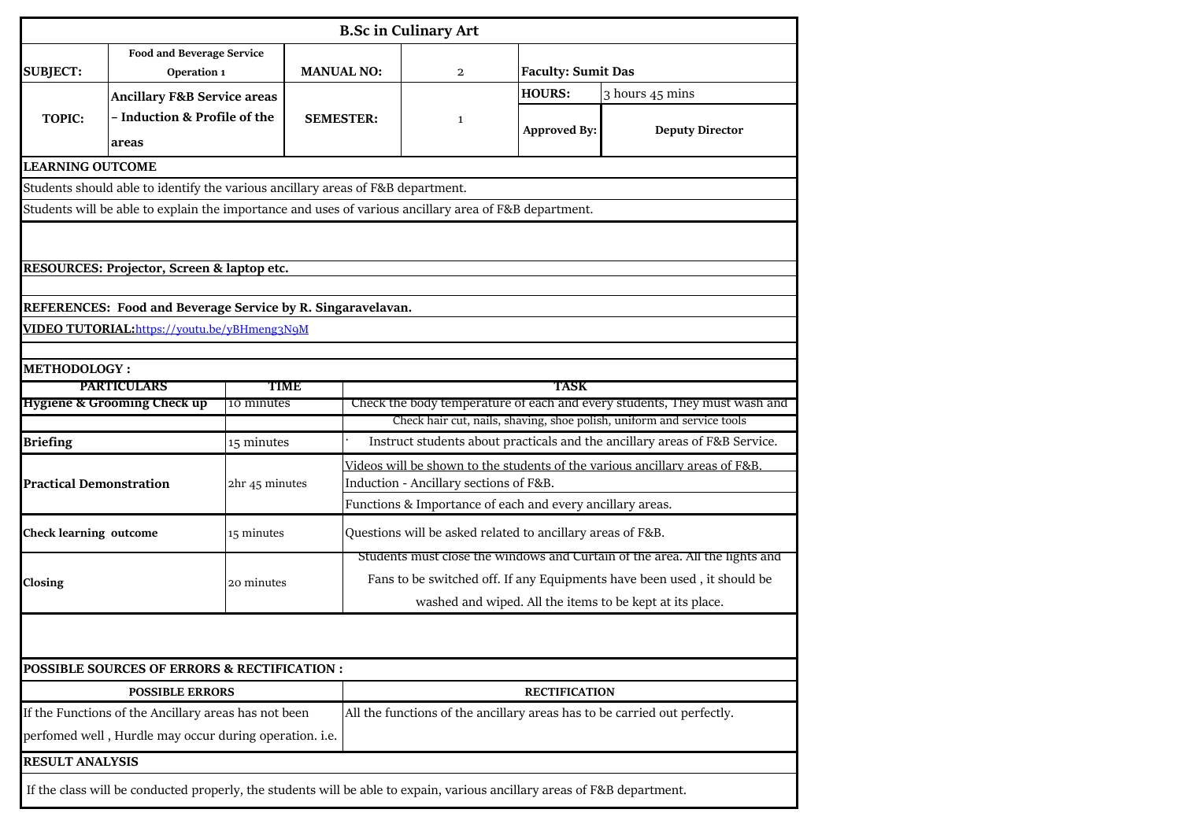# B.Sc in Culinary Art

| | | | | | |
|---|---|---|---|---|---|
| **SUBJECT:** | **Food and Beverage Service Operation 1** | **MANUAL NO:** | 2 | **Faculty: Sumit Das** | |
| **TOPIC:** | **Ancillary F&B Service areas – Induction & Profile of the areas** | **SEMESTER:** | 1 | **HOURS:** | 3 hours 45 mins |
| | | | | **Approved By:** | **Deputy Director** |

**LEARNING OUTCOME**

Students should able to identify the various ancillary areas of F&B department.

Students will be able to explain the importance and uses of various ancillary area of F&B department.

**RESOURCES: Projector, Screen & laptop etc.**

**REFERENCES: Food and Beverage Service by R. Singaravelavan.**

**VIDEO TUTORIAL:**https://youtu.be/yBHmeng3N9M

**METHODOLOGY :**

| PARTICULARS | TIME | TASK |
|---|---|---|
| **Hygiene & Grooming Check up** | 10 minutes | Check the body temperature of each and every students, They must wash and Check hair cut, nails, shaving, shoe polish, uniform and service tools |
| **Briefing** | 15 minutes | · Instruct students about practicals and the ancillary areas of F&B Service. |
| **Practical Demonstration** | 2hr 45 minutes | Videos will be shown to the students of the various ancillary areas of F&B. Induction - Ancillary sections of F&B. Functions & Importance of each and every ancillary areas. |
| **Check learning outcome** | 15 minutes | Questions will be asked related to ancillary areas of F&B. |
| **Closing** | 20 minutes | Students must close the windows and Curtain of the area. All the lights and Fans to be switched off. If any Equipments have been used , it should be washed and wiped. All the items to be kept at its place. |

**POSSIBLE SOURCES OF ERRORS & RECTIFICATION :**

| POSSIBLE ERRORS | RECTIFICATION |
|---|---|
| If the Functions of the Ancillary areas has not been perfomed well , Hurdle may occur during operation. i.e. | All the functions of the ancillary areas has to be carried out perfectly. |

**RESULT ANALYSIS**

If the class will be conducted properly, the students will be able to expain, various ancillary areas of F&B department.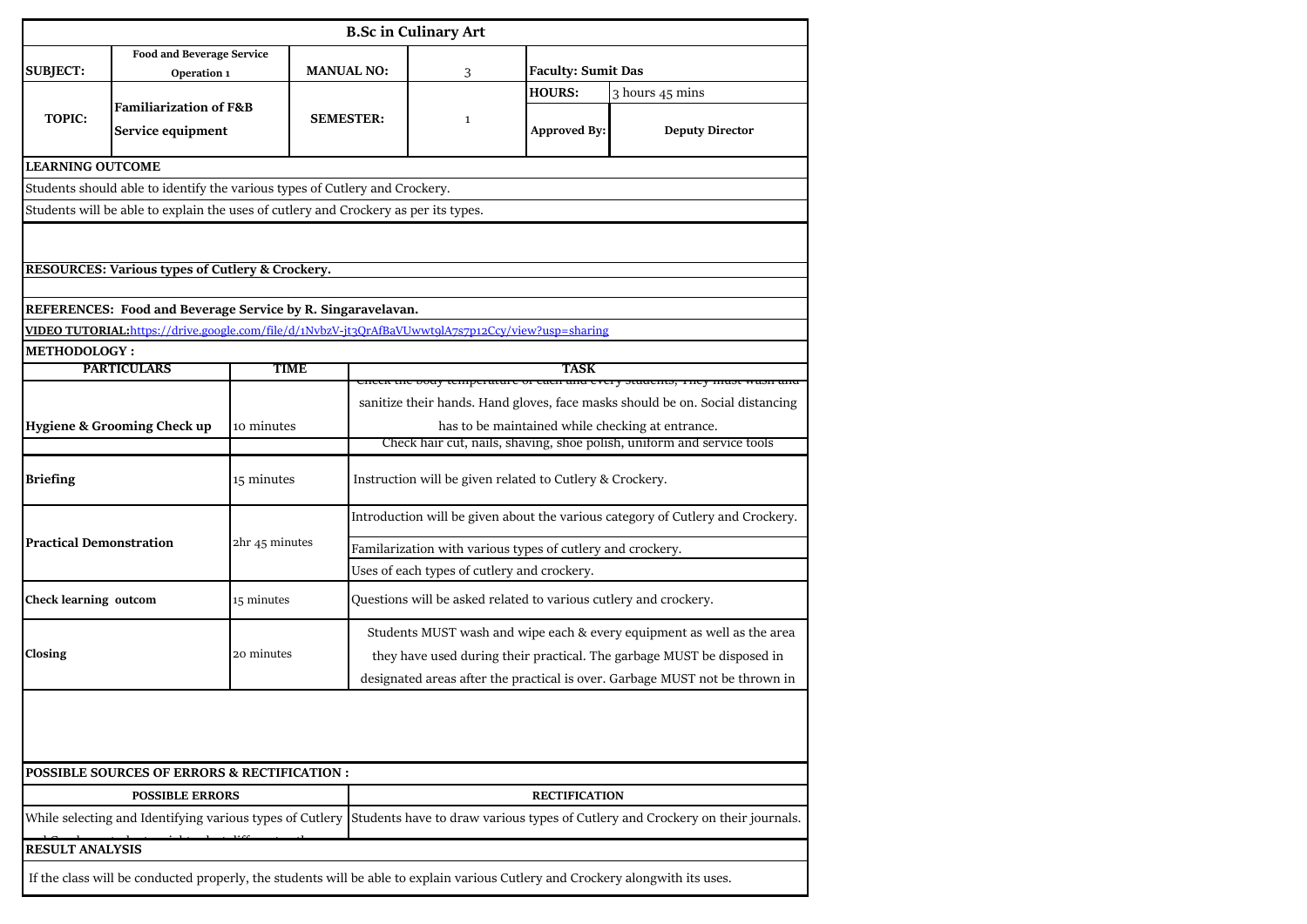# B.Sc in Culinary Art

| SUBJECT: | Food and Beverage Service Operation 1 | MANUAL NO: | 3 | Faculty: Sumit Das | |
|---|---|---|---|---|---|
| TOPIC: | Familiarization of F&B Service equipment | SEMESTER: | 1 | HOURS: | 3 hours 45 mins |
| | | | | Approved By: | Deputy Director |

**LEARNING OUTCOME**

Students should able to identify the various types of Cutlery and Crockery.

Students will be able to explain the uses of cutlery and Crockery as per its types.

**RESOURCES: Various types of Cutlery & Crockery.**

**REFERENCES: Food and Beverage Service by R. Singaravelavan.**

**VIDEO TUTORIAL:**https://drive.google.com/file/d/1NvbzV-jt3QrAfBaVUwwt9lA7s7p12Ccy/view?usp=sharing

**METHODOLOGY :**

| PARTICULARS | TIME | TASK |
|---|---|---|
| **Hygiene & Grooming Check up** | 10 minutes | Check the body temperature of each and every students, They must wash and sanitize their hands. Hand gloves, face masks should be on. Social distancing has to be maintained while checking at entrance. |
| | | Check hair cut, nails, shaving, shoe polish, uniform and service tools |
| **Briefing** | 15 minutes | Instruction will be given related to Cutlery & Crockery. |
| **Practical Demonstration** | 2hr 45 minutes | Introduction will be given about the various category of Cutlery and Crockery. |
| | | Familarization with various types of cutlery and crockery. |
| | | Uses of each types of cutlery and crockery. |
| **Check learning outcom** | 15 minutes | Questions will be asked related to various cutlery and crockery. |
| **Closing** | 20 minutes | Students MUST wash and wipe each & every equipment as well as the area they have used during their practical. The garbage MUST be disposed in designated areas after the practical is over. Garbage MUST not be thrown in |

**POSSIBLE SOURCES OF ERRORS & RECTIFICATION :**

| POSSIBLE ERRORS | RECTIFICATION |
|---|---|
| While selecting and Identifying various types of Cutlery | Students have to draw various types of Cutlery and Crockery on their journals. |

**RESULT ANALYSIS**

If the class will be conducted properly, the students will be able to explain various Cutlery and Crockery alongwith its uses.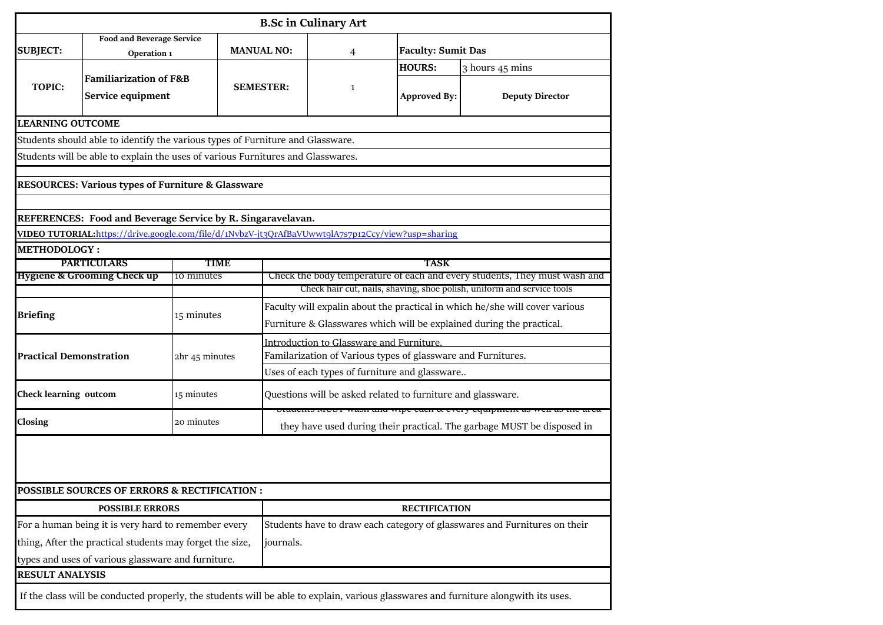# B.Sc in Culinary Art

| | | | | | |
|---|---|---|---|---|---|
| **SUBJECT:** | **Food and Beverage Service Operation 1** | **MANUAL NO:** | 4 | **Faculty: Sumit Das** | |
| **TOPIC:** | **Familiarization of F&B Service equipment** | **SEMESTER:** | 1 | **HOURS:** | 3 hours 45 mins |
| | | | | **Approved By:** | **Deputy Director** |

**LEARNING OUTCOME**

Students should able to identify the various types of Furniture and Glassware.

Students will be able to explain the uses of various Furnitures and Glasswares.

**RESOURCES: Various types of Furniture & Glassware**

**REFERENCES: Food and Beverage Service by R. Singaravelavan.**

**VIDEO TUTORIAL:**https://drive.google.com/file/d/1NvbzV-jt3QrAfBaVUwwt9lA7s7p12Ccy/view?usp=sharing

**METHODOLOGY :**

| PARTICULARS | TIME | TASK |
|---|---|---|
| **Hygiene & Grooming Check up** | 10 minutes | Check the body temperature of each and every students, They must wash and |
| | | Check hair cut, nails, shaving, shoe polish, uniform and service tools |
| **Briefing** | 15 minutes | Faculty will expalin about the practical in which he/she will cover various Furniture & Glasswares which will be explained during the practical. |
| **Practical Demonstration** | 2hr 45 minutes | Introduction to Glassware and Furniture. |
| | | Familarization of Various types of glassware and Furnitures. |
| | | Uses of each types of furniture and glassware.. |
| **Check learning outcom** | 15 minutes | Questions will be asked related to furniture and glassware. |
| **Closing** | 20 minutes | Students MUST wash and wipe each & every equipment as well as the area they have used during their practical. The garbage MUST be disposed in |

**POSSIBLE SOURCES OF ERRORS & RECTIFICATION :**

| POSSIBLE ERRORS | RECTIFICATION |
|---|---|
| For a human being it is very hard to remember every thing, After the practical students may forget the size, types and uses of various glassware and furniture. | Students have to draw each category of glasswares and Furnitures on their journals. |

**RESULT ANALYSIS**

If the class will be conducted properly, the students will be able to explain, various glasswares and furniture alongwith its uses.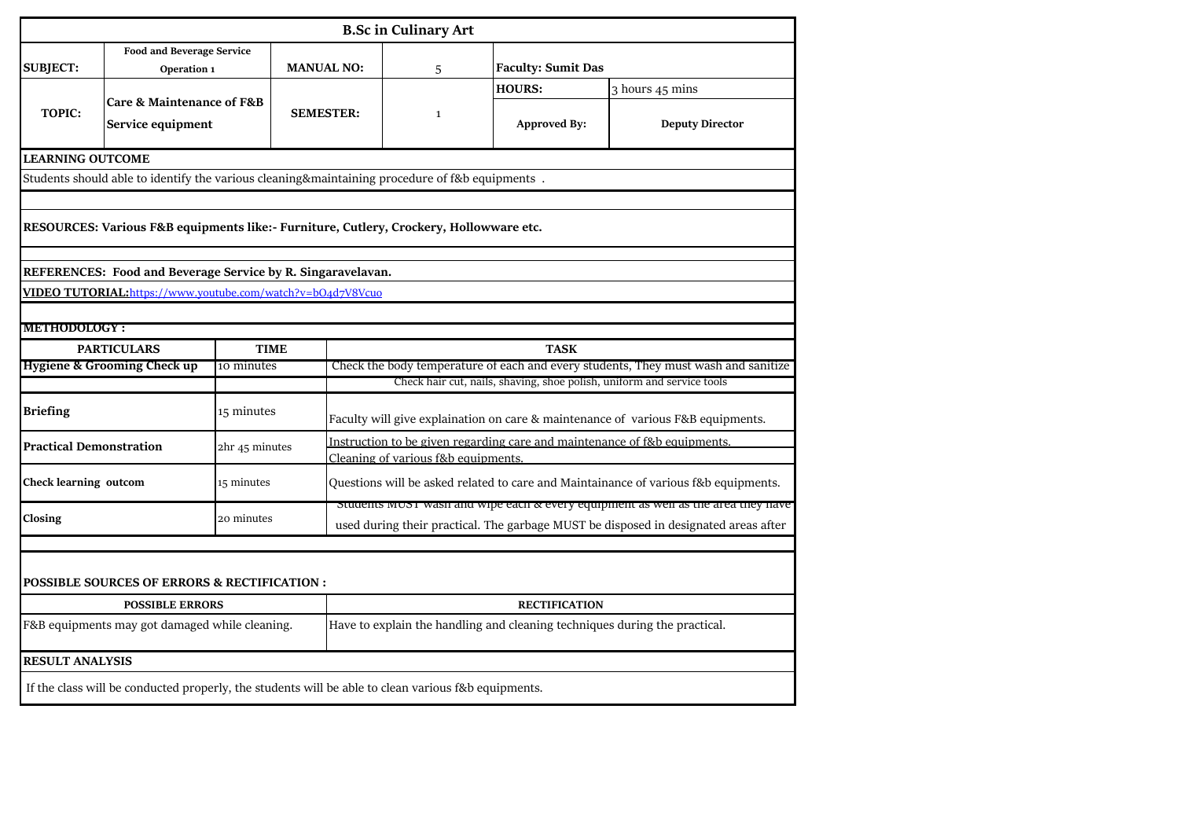# B.Sc in Culinary Art

| SUBJECT: | Food and Beverage Service Operation 1 | MANUAL NO: | 5 | Faculty: Sumit Das | |
|---|---|---|---|---|---|
| TOPIC: | Care & Maintenance of F&B Service equipment | SEMESTER: | 1 | HOURS: | 3 hours 45 mins |
| | | | | Approved By: | Deputy Director |

**LEARNING OUTCOME**

Students should able to identify the various cleaning&maintaining procedure of f&b equipments .

**RESOURCES: Various F&B equipments like:- Furniture, Cutlery, Crockery, Hollowware etc.**

**REFERENCES: Food and Beverage Service by R. Singaravelavan.**

**VIDEO TUTORIAL:** https://www.youtube.com/watch?v=bO4d7V8Vcuo

**METHODOLOGY :**

| PARTICULARS | TIME | TASK |
|---|---|---|
| **Hygiene & Grooming Check up** | 10 minutes | Check the body temperature of each and every students, They must wash and sanitize |
| | | Check hair cut, nails, shaving, shoe polish, uniform and service tools |
| **Briefing** | 15 minutes | Faculty will give explaination on care & maintenance of various F&B equipments. |
| **Practical Demonstration** | 2hr 45 minutes | Instruction to be given regarding care and maintenance of f&b equipments. Cleaning of various f&b equipments. |
| **Check learning outcom** | 15 minutes | Questions will be asked related to care and Maintainance of various f&b equipments. |
| **Closing** | 20 minutes | Students MUST wash and wipe each & every equipment as well as the area they have used during their practical. The garbage MUST be disposed in designated areas after |

**POSSIBLE SOURCES OF ERRORS & RECTIFICATION :**

| POSSIBLE ERRORS | RECTIFICATION |
|---|---|
| F&B equipments may got damaged while cleaning. | Have to explain the handling and cleaning techniques during the practical. |

**RESULT ANALYSIS**

If the class will be conducted properly, the students will be able to clean various f&b equipments.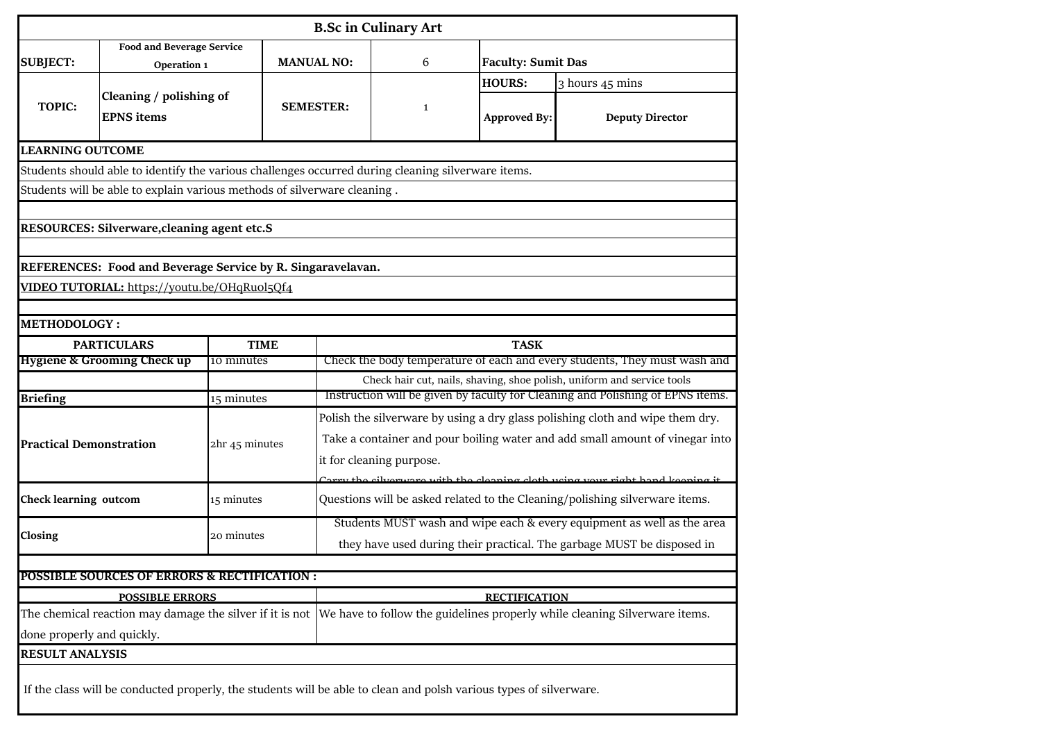# B.Sc in Culinary Art

| | | | | | |
|---|---|---|---|---|---|
| **SUBJECT:** | **Food and Beverage Service Operation 1** | **MANUAL NO:** | 6 | **Faculty: Sumit Das** | |
| **TOPIC:** | **Cleaning / polishing of EPNS items** | **SEMESTER:** | 1 | **HOURS:** | 3 hours 45 mins |
| | | | | **Approved By:** | **Deputy Director** |

**LEARNING OUTCOME**

Students should able to identify the various challenges occurred during cleaning silverware items.

Students will be able to explain various methods of silverware cleaning .

**RESOURCES: Silverware,cleaning agent etc.S**

**REFERENCES: Food and Beverage Service by R. Singaravelavan.**

**VIDEO TUTORIAL:** https://youtu.be/OHqRu0l5Qf4

**METHODOLOGY :**

| PARTICULARS | TIME | TASK |
|---|---|---|
| **Hygiene & Grooming Check up** | 10 minutes | Check the body temperature of each and every students, They must wash and |
| | | Check hair cut, nails, shaving, shoe polish, uniform and service tools |
| **Briefing** | 15 minutes | Instruction will be given by faculty for Cleaning and Polishing of EPNS items. |
| **Practical Demonstration** | 2hr 45 minutes | Polish the silverware by using a dry glass polishing cloth and wipe them dry. Take a container and pour boiling water and add small amount of vinegar into it for cleaning purpose. Carry the silverware with the cleaning cloth using your right hand keeping it |
| **Check learning outcom** | 15 minutes | Questions will be asked related to the Cleaning/polishing silverware items. |
| **Closing** | 20 minutes | Students MUST wash and wipe each & every equipment as well as the area they have used during their practical. The garbage MUST be disposed in |

**POSSIBLE SOURCES OF ERRORS & RECTIFICATION :**

| POSSIBLE ERRORS | RECTIFICATION |
|---|---|
| The chemical reaction may damage the silver if it is not done properly and quickly. | We have to follow the guidelines properly while cleaning Silverware items. |

**RESULT ANALYSIS**

If the class will be conducted properly, the students will be able to clean and polsh various types of silverware.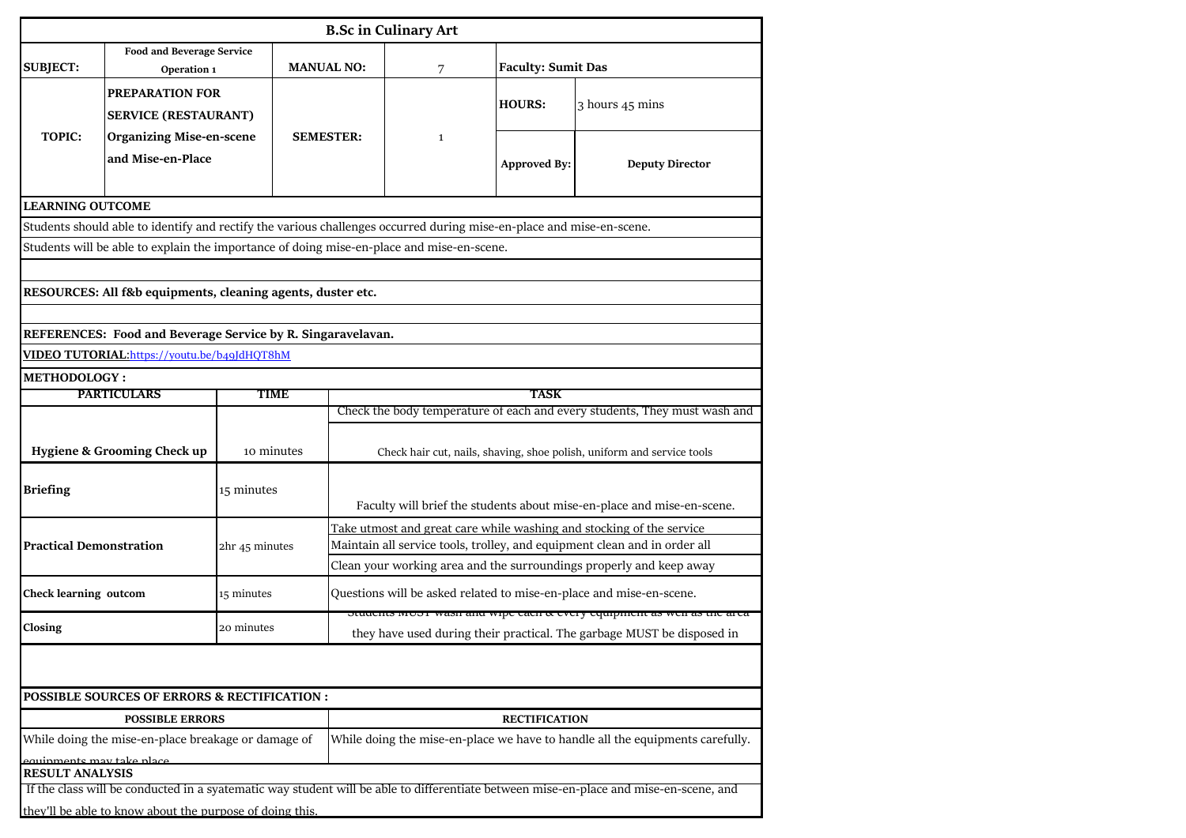# B.Sc in Culinary Art

| SUBJECT: | Food and Beverage Service Operation 1 | MANUAL NO: | 7 | Faculty: Sumit Das | |
|---|---|---|---|---|---|
| TOPIC: | PREPARATION FOR SERVICE (RESTAURANT) Organizing Mise-en-scene and Mise-en-Place | SEMESTER: | 1 | HOURS: | 3 hours 45 mins |
| | | | | Approved By: | Deputy Director |

**LEARNING OUTCOME**

Students should able to identify and rectify the various challenges occurred during mise-en-place and mise-en-scene.

Students will be able to explain the importance of doing mise-en-place and mise-en-scene.

**RESOURCES: All f&b equipments, cleaning agents, duster etc.**

**REFERENCES: Food and Beverage Service by R. Singaravelavan.**

**VIDEO TUTORIAL:**[https://youtu.be/b49JdHQT8hM](https://youtu.be/b49JdHQT8hM)

**METHODOLOGY :**

| PARTICULARS | TIME | TASK |
|---|---|---|
| Hygiene & Grooming Check up | 10 minutes | Check the body temperature of each and every students, They must wash and<br>Check hair cut, nails, shaving, shoe polish, uniform and service tools |
| Briefing | 15 minutes | Faculty will brief the students about mise-en-place and mise-en-scene. |
| Practical Demonstration | 2hr 45 minutes | Take utmost and great care while washing and stocking of the service<br>Maintain all service tools, trolley, and equipment clean and in order all<br>Clean your working area and the surroundings properly and keep away |
| Check learning outcom | 15 minutes | Questions will be asked related to mise-en-place and mise-en-scene. |
| Closing | 20 minutes | Students MUST wash and wipe each & every equipment as well as the area they have used during their practical. The garbage MUST be disposed in |

**POSSIBLE SOURCES OF ERRORS & RECTIFICATION :**

| POSSIBLE ERRORS | RECTIFICATION |
|---|---|
| While doing the mise-en-place breakage or damage of equipments may take place | While doing the mise-en-place we have to handle all the equipments carefully. |

**RESULT ANALYSIS**

If the class will be conducted in a syatematic way student will be able to differentiate between mise-en-place and mise-en-scene, and they'll be able to know about the purpose of doing this.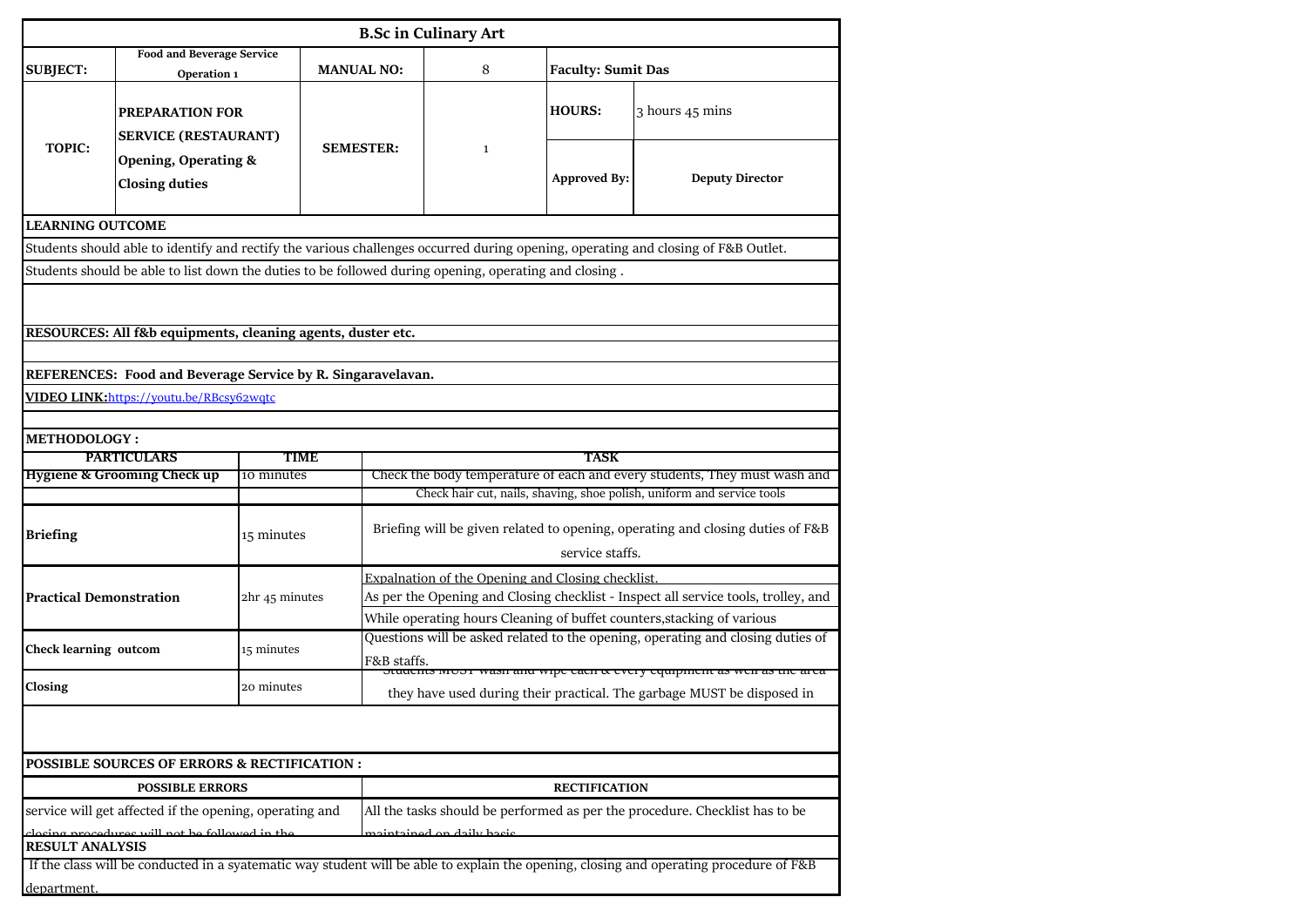# B.Sc in Culinary Art

| SUBJECT: | Food and Beverage Service Operation 1 | MANUAL NO: | 8 | Faculty: Sumit Das | |
|---|---|---|---|---|---|
| TOPIC: | PREPARATION FOR SERVICE (RESTAURANT) Opening, Operating & Closing duties | SEMESTER: | 1 | HOURS: | 3 hours 45 mins |
| | | | | Approved By: | Deputy Director |

**LEARNING OUTCOME**

Students should able to identify and rectify the various challenges occurred during opening, operating and closing of F&B Outlet.

Students should be able to list down the duties to be followed during opening, operating and closing .

**RESOURCES: All f&b equipments, cleaning agents, duster etc.**

**REFERENCES: Food and Beverage Service by R. Singaravelavan.**

**VIDEO LINK:** https://youtu.be/RBcsy62wqtc

**METHODOLOGY :**

| PARTICULARS | TIME | TASK |
|---|---|---|
| **Hygiene & Grooming Check up** | 10 minutes | Check the body temperature of each and every students, They must wash and |
| | | Check hair cut, nails, shaving, shoe polish, uniform and service tools |
| **Briefing** | 15 minutes | Briefing will be given related to opening, operating and closing duties of F&B service staffs. |
| **Practical Demonstration** | 2hr 45 minutes | Expalnation of the Opening and Closing checklist. |
| | | As per the Opening and Closing checklist - Inspect all service tools, trolley, and |
| | | While operating hours Cleaning of buffet counters,stacking of various |
| **Check learning outcom** | 15 minutes | Questions will be asked related to the opening, operating and closing duties of F&B staffs. |
| **Closing** | 20 minutes | Students MUST wash and wipe each & every equipment as well as the area they have used during their practical. The garbage MUST be disposed in |

**POSSIBLE SOURCES OF ERRORS & RECTIFICATION :**

| POSSIBLE ERRORS | RECTIFICATION |
|---|---|
| service will get affected if the opening, operating and closing procedures will not be followed in the | All the tasks should be performed as per the procedure. Checklist has to be maintained on daily basis |

**RESULT ANALYSIS**

If the class will be conducted in a syatematic way student will be able to explain the opening, closing and operating procedure of F&B department.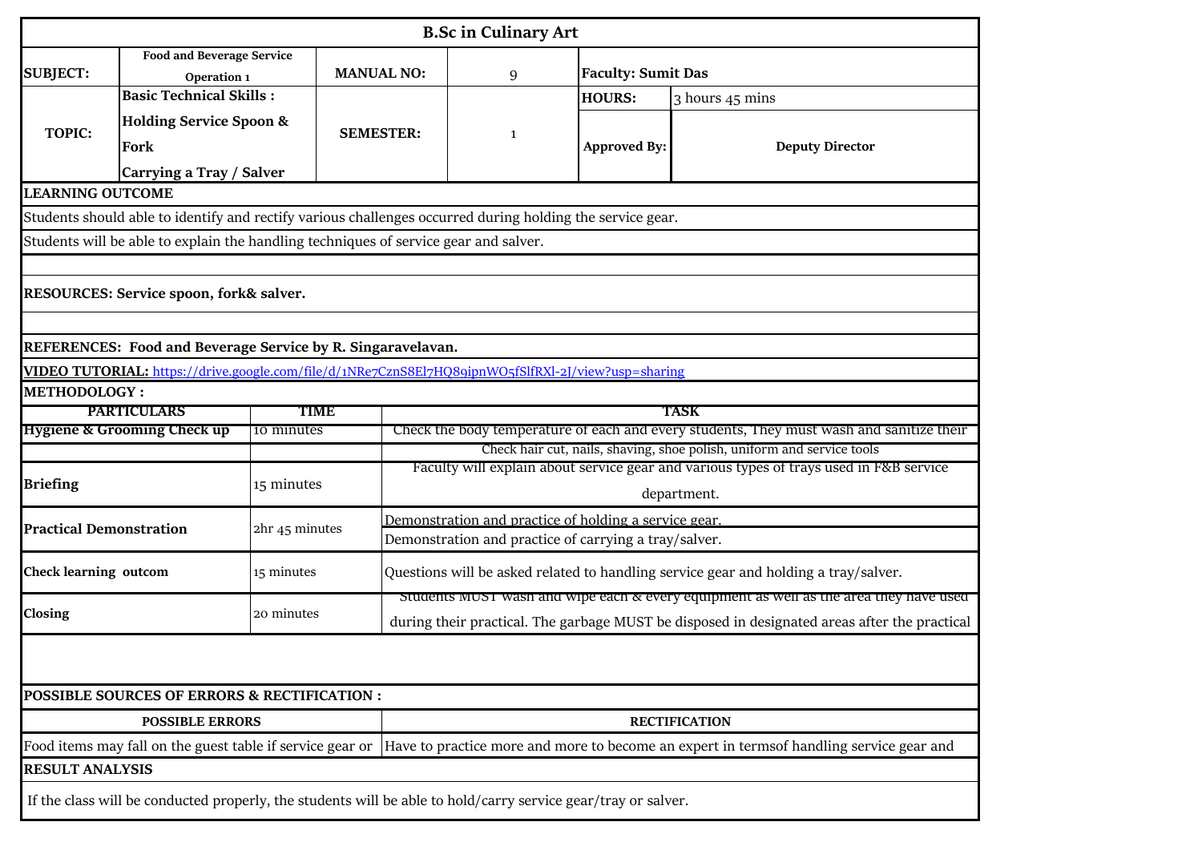# B.Sc in Culinary Art

| | | | | | |
|---|---|---|---|---|---|
| **SUBJECT:** | **Food and Beverage Service Operation 1** | **MANUAL NO:** | 9 | **Faculty: Sumit Das** | |
| **TOPIC:** | **Basic Technical Skills :** **Holding Service Spoon & Fork** **Carrying a Tray / Salver** | **SEMESTER:** | 1 | **HOURS:** | 3 hours 45 mins |
| | | | | **Approved By:** | **Deputy Director** |

**LEARNING OUTCOME**

Students should able to identify and rectify various challenges occurred during holding the service gear.

Students will be able to explain the handling techniques of service gear and salver.

**RESOURCES: Service spoon, fork& salver.**

**REFERENCES: Food and Beverage Service by R. Singaravelavan.**

**VIDEO TUTORIAL:** https://drive.google.com/file/d/1NRe7CznS8El7HQ89ipnWO5fSlfRXl-2J/view?usp=sharing

**METHODOLOGY :**

| PARTICULARS | TIME | TASK |
|---|---|---|
| **Hygiene & Grooming Check up** | 10 minutes | Check the body temperature of each and every students, They must wash and sanitize their |
| | | Check hair cut, nails, shaving, shoe polish, uniform and service tools |
| **Briefing** | 15 minutes | Faculty will explain about service gear and various types of trays used in F&B service department. |
| **Practical Demonstration** | 2hr 45 minutes | Demonstration and practice of holding a service gear. |
| | | Demonstration and practice of carrying a tray/salver. |
| **Check learning outcom** | 15 minutes | Questions will be asked related to handling service gear and holding a tray/salver. |
| **Closing** | 20 minutes | Students MUST wash and wipe each & every equipment as well as the area they have used during their practical. The garbage MUST be disposed in designated areas after the practical |

**POSSIBLE SOURCES OF ERRORS & RECTIFICATION :**

| POSSIBLE ERRORS | RECTIFICATION |
|---|---|
| Food items may fall on the guest table if service gear or | Have to practice more and more to become an expert in termsof handling service gear and |

**RESULT ANALYSIS**

If the class will be conducted properly, the students will be able to hold/carry service gear/tray or salver.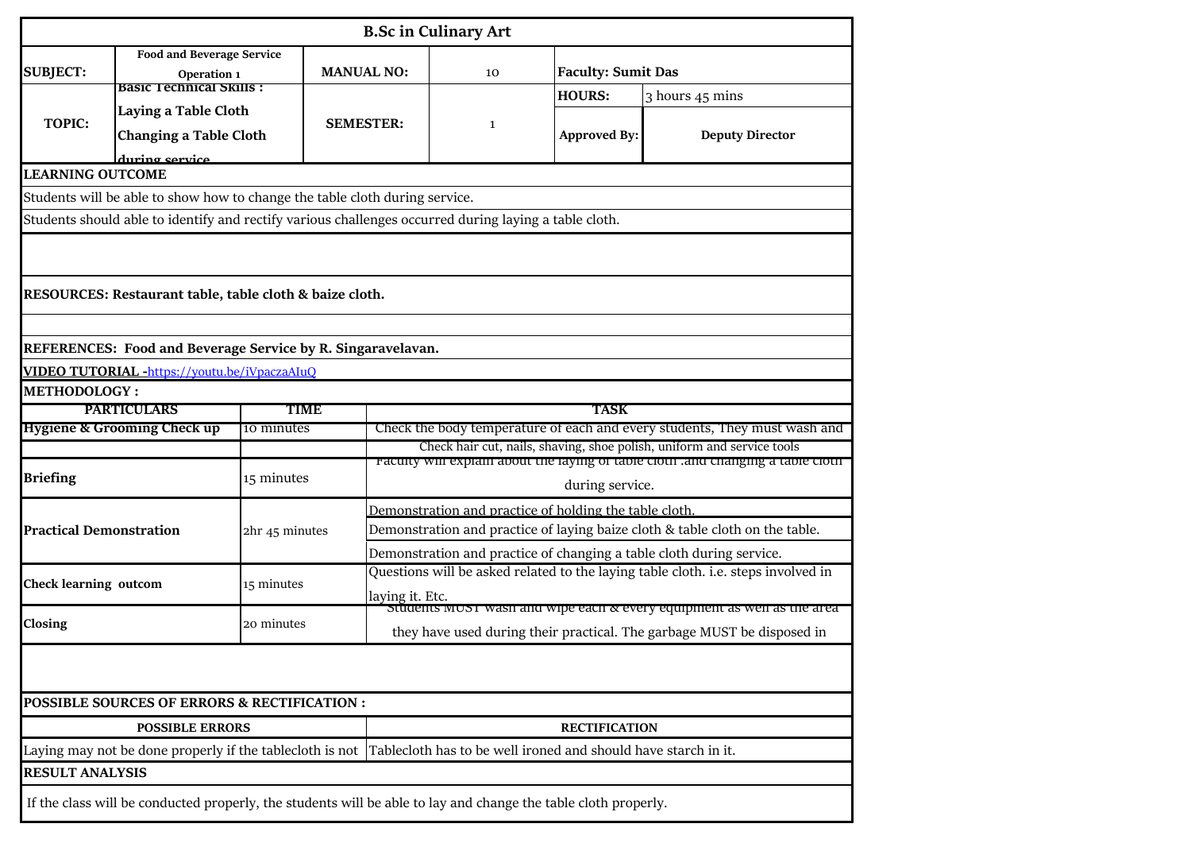# B.Sc in Culinary Art

| | | | | | |
|---|---|---|---|---|---|
| **SUBJECT:** | **Food and Beverage Service Operation 1** | **MANUAL NO:** | 10 | **Faculty: Sumit Das** | |
| **TOPIC:** | **Basic Technical Skills : Laying a Table Cloth Changing a Table Cloth during service** | **SEMESTER:** | 1 | **HOURS:** | 3 hours 45 mins |
| | | | | **Approved By:** | **Deputy Director** |

**LEARNING OUTCOME**

Students will be able to show how to change the table cloth during service.

Students should able to identify and rectify various challenges occurred during laying a table cloth.

**RESOURCES: Restaurant table, table cloth & baize cloth.**

**REFERENCES: Food and Beverage Service by R. Singaravelavan.**

**VIDEO TUTORIAL -**[https://youtu.be/iVpaczaAIuQ](https://youtu.be/iVpaczaAIuQ)

**METHODOLOGY :**

| PARTICULARS | TIME | TASK |
|---|---|---|
| **Hygiene & Grooming Check up** | 10 minutes | Check the body temperature of each and every students, They must wash and |
| | | Check hair cut, nails, shaving, shoe polish, uniform and service tools |
| **Briefing** | 15 minutes | Faculty will explain about the laying of table cloth .and changing a table cloth during service. |
| **Practical Demonstration** | 2hr 45 minutes | Demonstration and practice of holding the table cloth. |
| | | Demonstration and practice of laying baize cloth & table cloth on the table. |
| | | Demonstration and practice of changing a table cloth during service. |
| **Check learning outcom** | 15 minutes | Questions will be asked related to the laying table cloth. i.e. steps involved in laying it. Etc. |
| **Closing** | 20 minutes | Students MUST wash and wipe each & every equipment as well as the area they have used during their practical. The garbage MUST be disposed in |

**POSSIBLE SOURCES OF ERRORS & RECTIFICATION :**

| POSSIBLE ERRORS | RECTIFICATION |
|---|---|
| Laying may not be done properly if the tablecloth is not | Tablecloth has to be well ironed and should have starch in it. |

**RESULT ANALYSIS**

If the class will be conducted properly, the students will be able to lay and change the table cloth properly.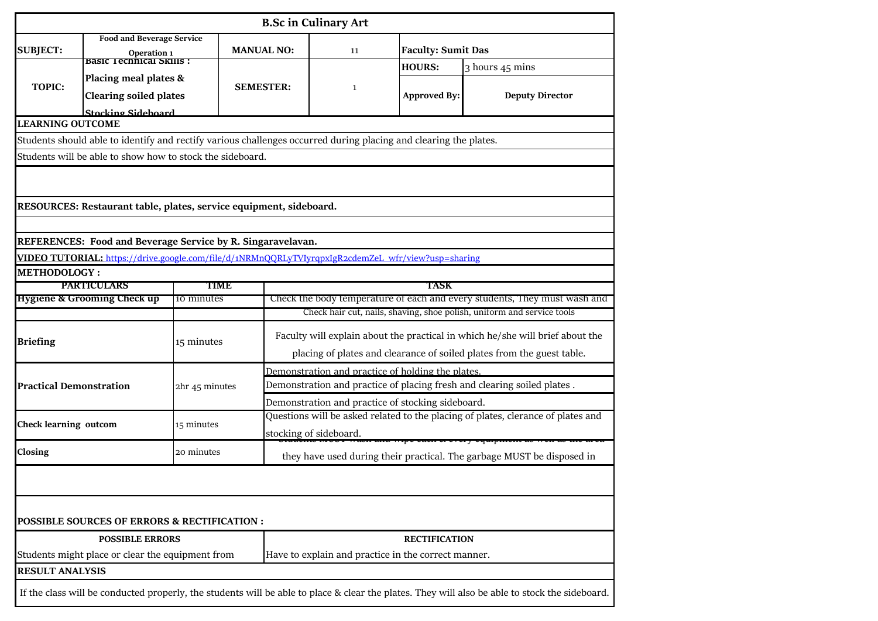## B.Sc in Culinary Art

| SUBJECT: | Food and Beverage Service Operation 1 | MANUAL NO: | 11 | Faculty: Sumit Das | |
|---|---|---|---|---|---|
| TOPIC: | Basic Technical Skills : Placing meal plates & Clearing soiled plates Stocking Sideboard | SEMESTER: | 1 | HOURS: | 3 hours 45 mins |
| | | | | Approved By: | Deputy Director |

**LEARNING OUTCOME**

Students should able to identify and rectify various challenges occurred during placing and clearing the plates.

Students will be able to show how to stock the sideboard.

**RESOURCES: Restaurant table, plates, service equipment, sideboard.**

**REFERENCES: Food and Beverage Service by R. Singaravelavan.**

**VIDEO TUTORIAL:** https://drive.google.com/file/d/1NRMnQQRLyTVIyrqpxIgR2cdemZeL_wfr/view?usp=sharing

**METHODOLOGY :**

| PARTICULARS | TIME | TASK |
|---|---|---|
| **Hygiene & Grooming Check up** | 10 minutes | Check the body temperature of each and every students, They must wash and Check hair cut, nails, shaving, shoe polish, uniform and service tools |
| **Briefing** | 15 minutes | Faculty will explain about the practical in which he/she will brief about the placing of plates and clearance of soiled plates from the guest table. |
| **Practical Demonstration** | 2hr 45 minutes | Demonstration and practice of holding the plates. |
| | | Demonstration and practice of placing fresh and clearing soiled plates . |
| | | Demonstration and practice of stocking sideboard. |
| **Check learning outcom** | 15 minutes | Questions will be asked related to the placing of plates, clerance of plates and stocking of sideboard. |
| **Closing** | 20 minutes | Students MUST wash and wipe each & every equipment as well as the area they have used during their practical. The garbage MUST be disposed in |

**POSSIBLE SOURCES OF ERRORS & RECTIFICATION :**

| POSSIBLE ERRORS | RECTIFICATION |
|---|---|
| Students might place or clear the equipment from | Have to explain and practice in the correct manner. |

**RESULT ANALYSIS**

If the class will be conducted properly, the students will be able to place & clear the plates. They will also be able to stock the sideboard.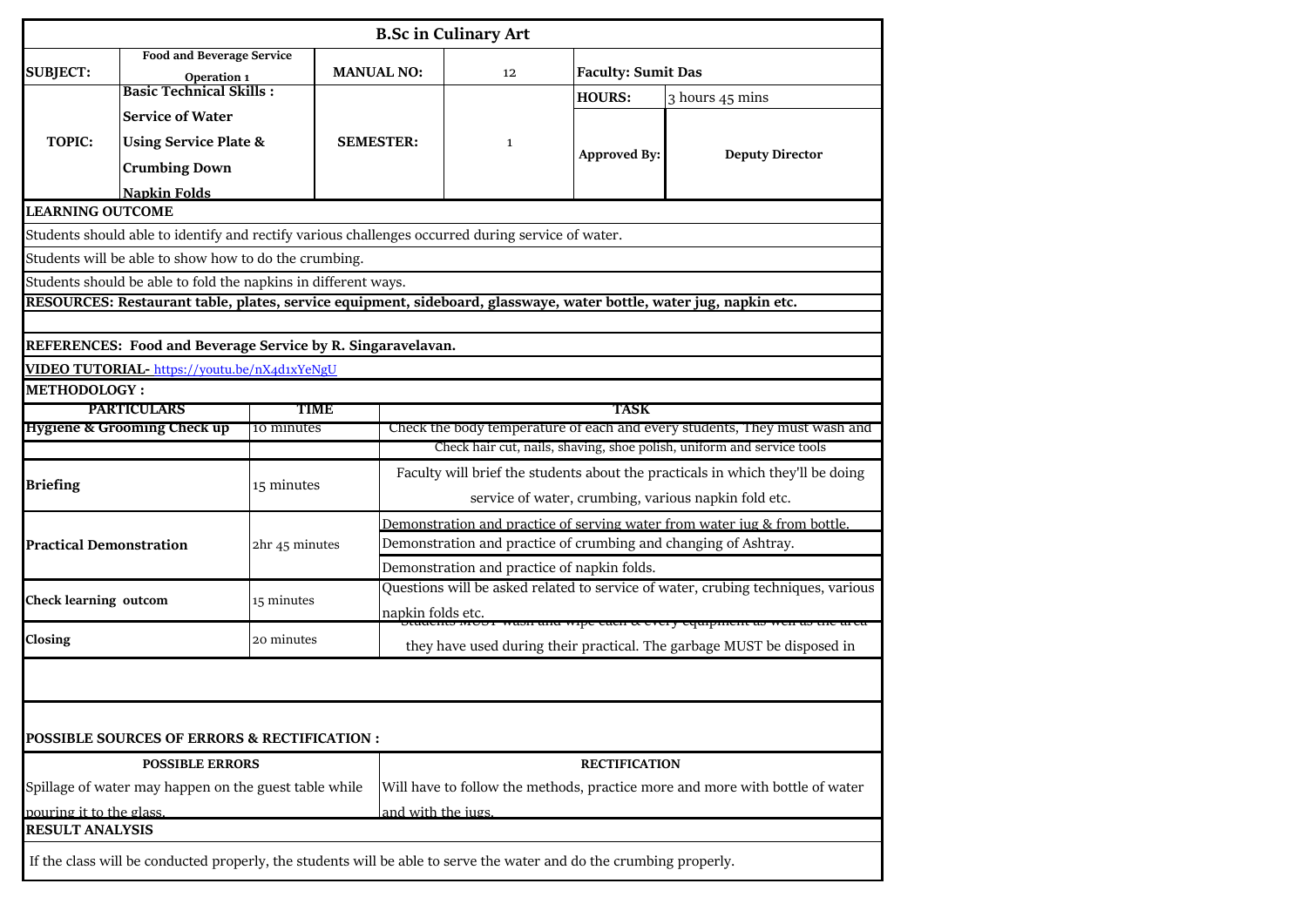# B.Sc in Culinary Art

| SUBJECT: | Food and Beverage Service Operation 1 | MANUAL NO: | 12 | Faculty: Sumit Das | |
|---|---|---|---|---|---|
| TOPIC: | Basic Technical Skills : Service of Water Using Service Plate & Crumbing Down Napkin Folds | SEMESTER: | 1 | HOURS: | 3 hours 45 mins |
| | | | | Approved By: | Deputy Director |

**LEARNING OUTCOME**

Students should able to identify and rectify various challenges occurred during service of water.

Students will be able to show how to do the crumbing.

Students should be able to fold the napkins in different ways.

**RESOURCES: Restaurant table, plates, service equipment, sideboard, glasswaye, water bottle, water jug, napkin etc.**

**REFERENCES: Food and Beverage Service by R. Singaravelavan.**

**VIDEO TUTORIAL-** https://youtu.be/nX4d1xYeNgU

**METHODOLOGY :**

| PARTICULARS | TIME | TASK |
|---|---|---|
| **Hygiene & Grooming Check up** | 10 minutes | Check the body temperature of each and every students, They must wash and |
| | | Check hair cut, nails, shaving, shoe polish, uniform and service tools |
| **Briefing** | 15 minutes | Faculty will brief the students about the practicals in which they'll be doing service of water, crumbing, various napkin fold etc. |
| **Practical Demonstration** | 2hr 45 minutes | Demonstration and practice of serving water from water jug & from bottle. |
| | | Demonstration and practice of crumbing and changing of Ashtray. |
| | | Demonstration and practice of napkin folds. |
| **Check learning outcom** | 15 minutes | Questions will be asked related to service of water, crubing techniques, various napkin folds etc. |
| **Closing** | 20 minutes | Students MUST wash and wipe each & every equipment as well as the area they have used during their practical. The garbage MUST be disposed in |

**POSSIBLE SOURCES OF ERRORS & RECTIFICATION :**

| POSSIBLE ERRORS | RECTIFICATION |
|---|---|
| Spillage of water may happen on the guest table while pouring it to the glass. | Will have to follow the methods, practice more and more with bottle of water and with the jugs. |

**RESULT ANALYSIS**

If the class will be conducted properly, the students will be able to serve the water and do the crumbing properly.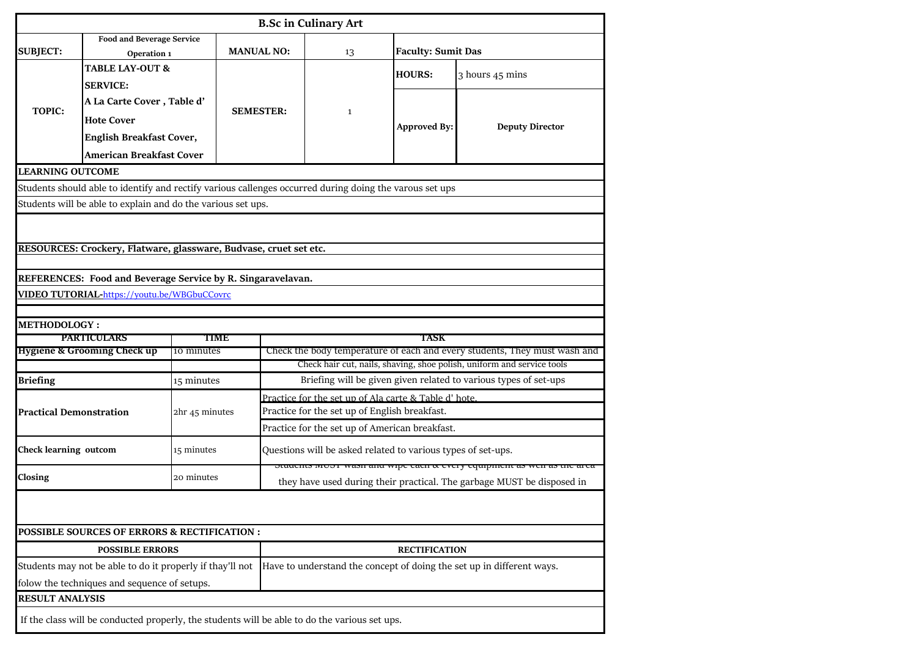# B.Sc in Culinary Art

| SUBJECT: | Food and Beverage Service Operation 1 | MANUAL NO: | 13 | Faculty: Sumit Das | |
|---|---|---|---|---|---|
| TOPIC: | TABLE LAY-OUT & SERVICE: A La Carte Cover , Table d' Hote Cover English Breakfast Cover, American Breakfast Cover | SEMESTER: | 1 | HOURS: | 3 hours 45 mins |
| | | | | Approved By: | Deputy Director |

**LEARNING OUTCOME**

Students should able to identify and rectify various callenges occurred during doing the varous set ups

Students will be able to explain and do the various set ups.

**RESOURCES: Crockery, Flatware, glassware, Budvase, cruet set etc.**

**REFERENCES: Food and Beverage Service by R. Singaravelavan.**

**VIDEO TUTORIAL-**https://youtu.be/WBGbuCCovrc

**METHODOLOGY :**

| PARTICULARS | TIME | TASK |
|---|---|---|
| **Hygiene & Grooming Check up** | 10 minutes | Check the body temperature of each and every students, They must wash and |
| | | Check hair cut, nails, shaving, shoe polish, uniform and service tools |
| **Briefing** | 15 minutes | Briefing will be given given related to various types of set-ups |
| **Practical Demonstration** | 2hr 45 minutes | Practice for the set up of Ala carte & Table d' hote. |
| | | Practice for the set up of English breakfast. |
| | | Practice for the set up of American breakfast. |
| **Check learning outcom** | 15 minutes | Questions will be asked related to various types of set-ups. |
| **Closing** | 20 minutes | Students MUST wash and wipe each & every equipment as well as the area they have used during their practical. The garbage MUST be disposed in |

**POSSIBLE SOURCES OF ERRORS & RECTIFICATION :**

| POSSIBLE ERRORS | RECTIFICATION |
|---|---|
| Students may not be able to do it properly if thay'll not folow the techniques and sequence of setups. | Have to understand the concept of doing the set up in different ways. |

**RESULT ANALYSIS**

If the class will be conducted properly, the students will be able to do the various set ups.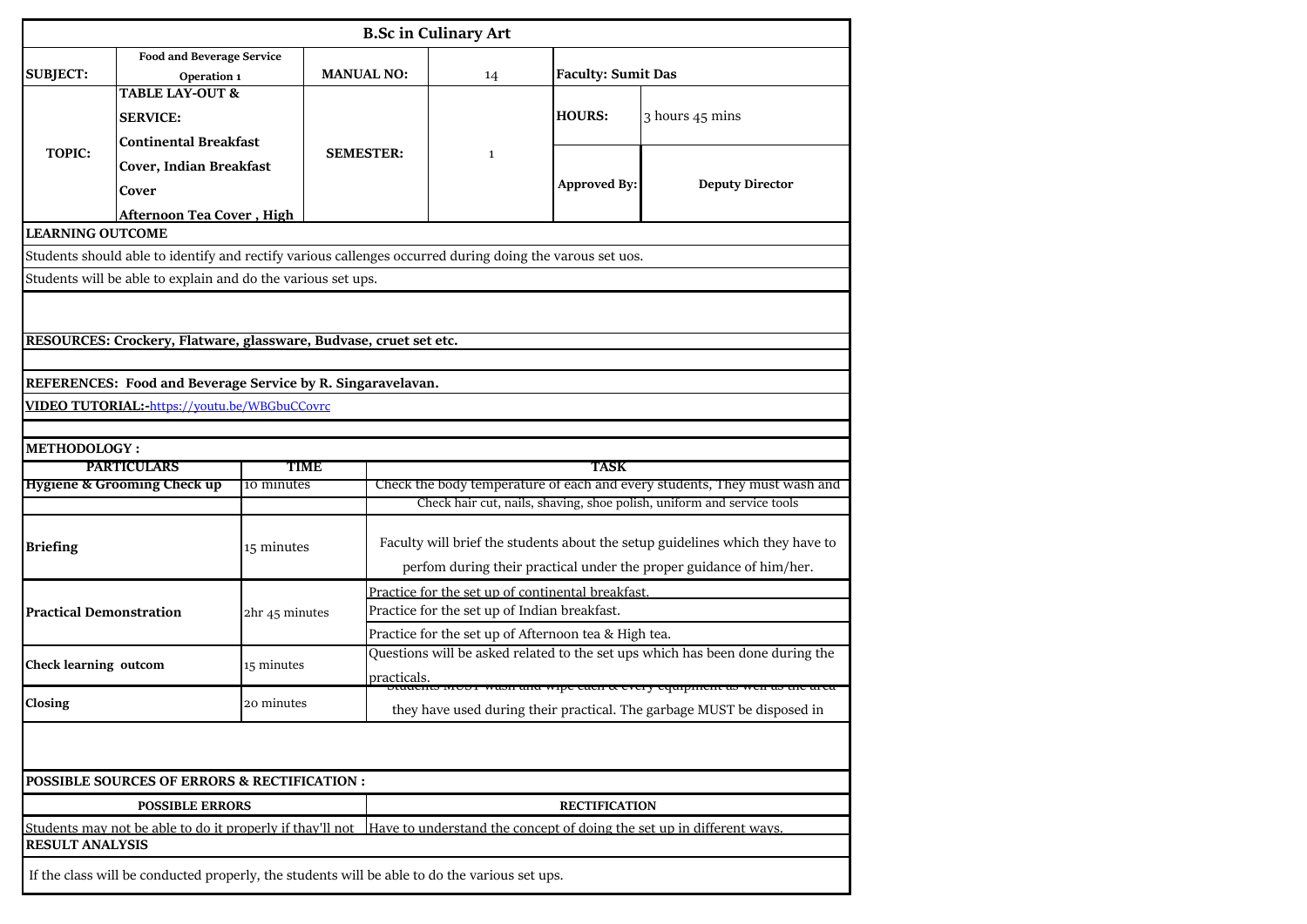# B.Sc in Culinary Art

| SUBJECT: | Food and Beverage Service Operation 1 | MANUAL NO: | 14 | Faculty: Sumit Das | |
|---|---|---|---|---|---|
| TOPIC: | TABLE LAY-OUT & SERVICE: Continental Breakfast Cover, Indian Breakfast Cover Afternoon Tea Cover , High | SEMESTER: | 1 | HOURS: | 3 hours 45 mins |
| | | | | Approved By: | Deputy Director |

**LEARNING OUTCOME**

Students should able to identify and rectify various callenges occurred during doing the varous set uos.

Students will be able to explain and do the various set ups.

**RESOURCES: Crockery, Flatware, glassware, Budvase, cruet set etc.**

**REFERENCES: Food and Beverage Service by R. Singaravelavan.**

**VIDEO TUTORIAL:-**https://youtu.be/WBGbuCCovrc

**METHODOLOGY :**

| PARTICULARS | TIME | TASK |
|---|---|---|
| **Hygiene & Grooming Check up** | 10 minutes | Check the body temperature of each and every students, They must wash and |
| | | Check hair cut, nails, shaving, shoe polish, uniform and service tools |
| **Briefing** | 15 minutes | Faculty will brief the students about the setup guidelines which they have to perfom during their practical under the proper guidance of him/her. |
| **Practical Demonstration** | 2hr 45 minutes | Practice for the set up of continental breakfast. |
| | | Practice for the set up of Indian breakfast. |
| | | Practice for the set up of Afternoon tea & High tea. |
| **Check learning outcom** | 15 minutes | Questions will be asked related to the set ups which has been done during the practicals. |
| **Closing** | 20 minutes | Students MUST wash and wipe each & every equipment as well as the area they have used during their practical. The garbage MUST be disposed in |

**POSSIBLE SOURCES OF ERRORS & RECTIFICATION :**

| POSSIBLE ERRORS | RECTIFICATION |
|---|---|
| Students may not be able to do it properly if thay'll not | Have to understand the concept of doing the set up in different ways. |

**RESULT ANALYSIS**

If the class will be conducted properly, the students will be able to do the various set ups.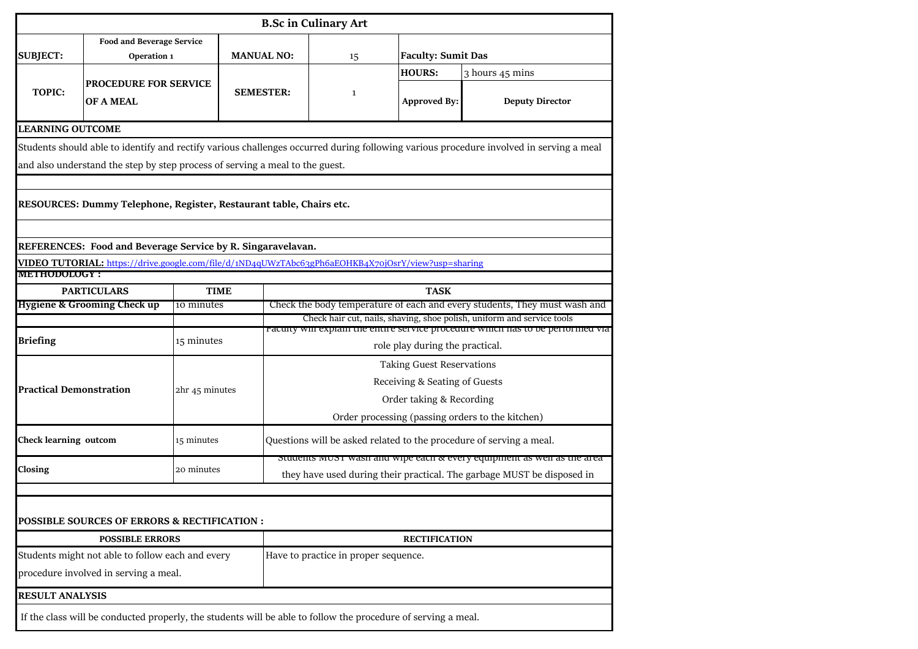# B.Sc in Culinary Art

| SUBJECT: | Food and Beverage Service Operation 1 | MANUAL NO: | 15 | Faculty: Sumit Das | |
|---|---|---|---|---|---|
| TOPIC: | PROCEDURE FOR SERVICE OF A MEAL | SEMESTER: | 1 | HOURS: | 3 hours 45 mins |
| | | | | Approved By: | Deputy Director |

**LEARNING OUTCOME**

Students should able to identify and rectify various challenges occurred during following various procedure involved in serving a meal and also understand the step by step process of serving a meal to the guest.

**RESOURCES: Dummy Telephone, Register, Restaurant table, Chairs etc.**

**REFERENCES: Food and Beverage Service by R. Singaravelavan.**

**VIDEO TUTORIAL:** https://drive.google.com/file/d/1ND4qUWzTAbc63gPh6aEOHKB4X70jOsrY/view?usp=sharing

**METHODOLOGY :**

| PARTICULARS | TIME | TASK |
|---|---|---|
| **Hygiene & Grooming Check up** | 10 minutes | Check the body temperature of each and every students, They must wash and |
| | | Check hair cut, nails, shaving, shoe polish, uniform and service tools |
| **Briefing** | 15 minutes | Faculty will explain the entire service procedure which has to be performed via role play during the practical. |
| **Practical Demonstration** | 2hr 45 minutes | Taking Guest Reservations<br>Receiving & Seating of Guests<br>Order taking & Recording<br>Order processing (passing orders to the kitchen) |
| **Check learning outcom** | 15 minutes | Questions will be asked related to the procedure of serving a meal. |
| **Closing** | 20 minutes | Students MUST wash and wipe each & every equipment as well as the area they have used during their practical. The garbage MUST be disposed in |

**POSSIBLE SOURCES OF ERRORS & RECTIFICATION :**

| POSSIBLE ERRORS | RECTIFICATION |
|---|---|
| Students might not able to follow each and every procedure involved in serving a meal. | Have to practice in proper sequence. |

**RESULT ANALYSIS**

If the class will be conducted properly, the students will be able to follow the procedure of serving a meal.